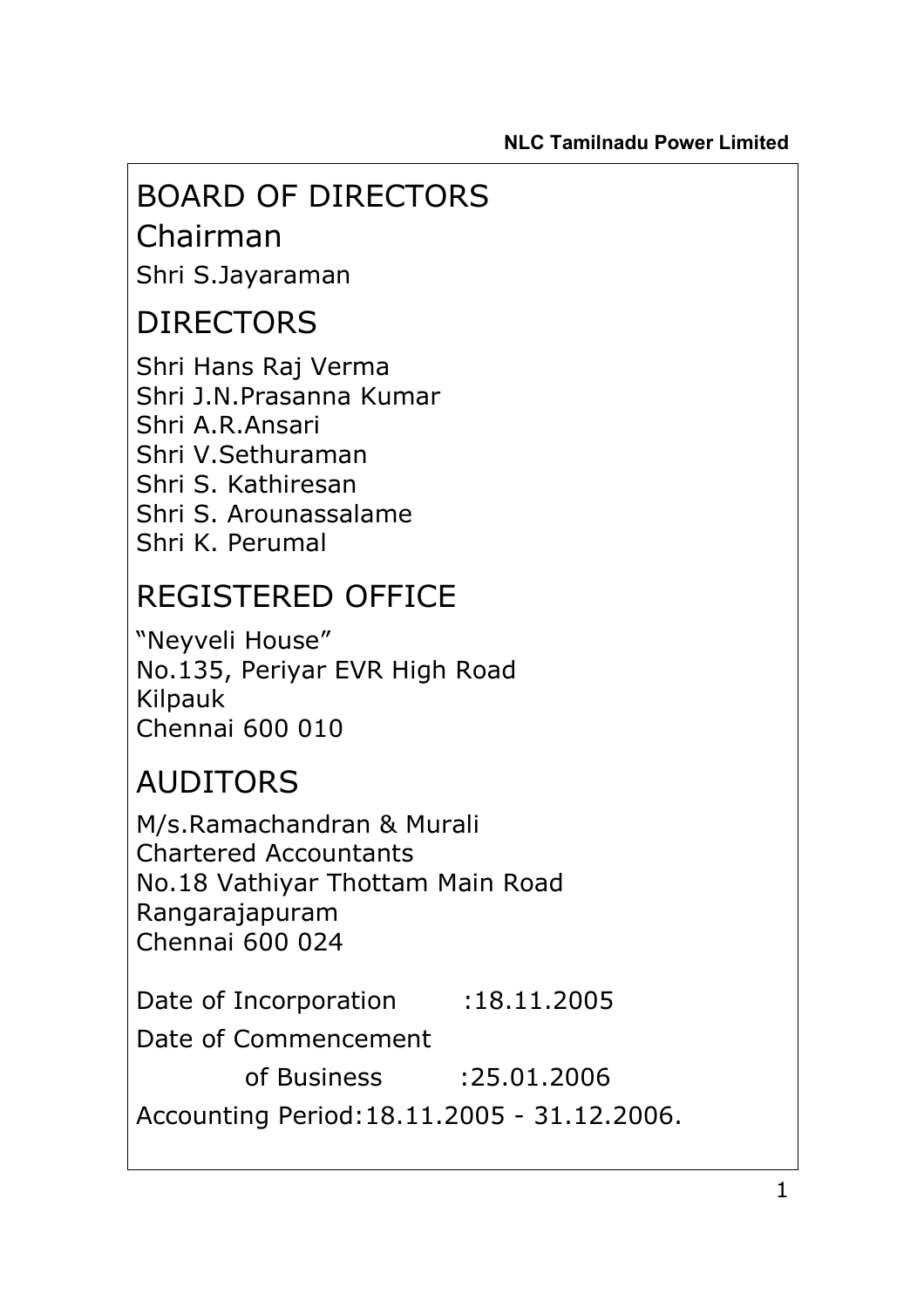# BOARD OF DIRECTORS

## Chairman

Shri S.Jayaraman

## DIRECTORS

Shri Hans Raj Verma
Shri J.N.Prasanna Kumar
Shri A.R.Ansari
Shri V.Sethuraman
Shri S. Kathiresan
Shri S. Arounassalame
Shri K. Perumal

## REGISTERED OFFICE

"Neyveli House"
No.135, Periyar EVR High Road
Kilpauk
Chennai 600 010

## AUDITORS

M/s.Ramachandran & Murali
Chartered Accountants
No.18 Vathiyar Thottam Main Road
Rangarajapuram
Chennai 600 024

Date of Incorporation :18.11.2005

Date of Commencement of Business :25.01.2006

Accounting Period:18.11.2005 - 31.12.2006.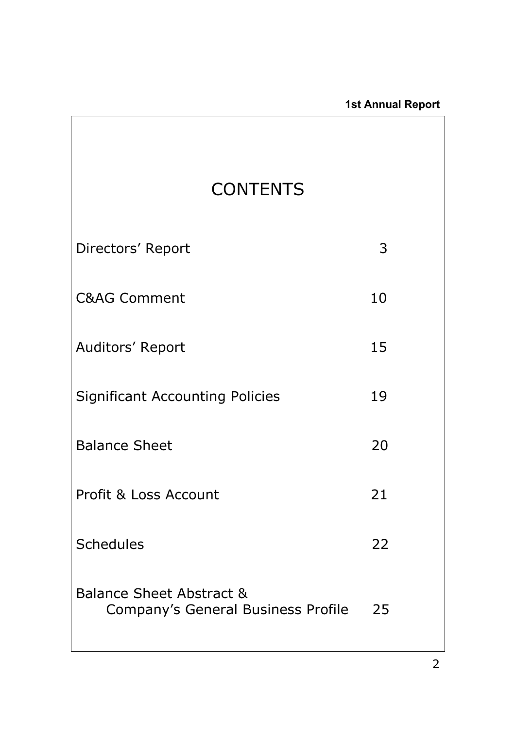# CONTENTS

| | |
|---|---|
| Directors' Report | 3 |
| C&AG Comment | 10 |
| Auditors' Report | 15 |
| Significant Accounting Policies | 19 |
| Balance Sheet | 20 |
| Profit & Loss Account | 21 |
| Schedules | 22 |
| Balance Sheet Abstract & Company's General Business Profile | 25 |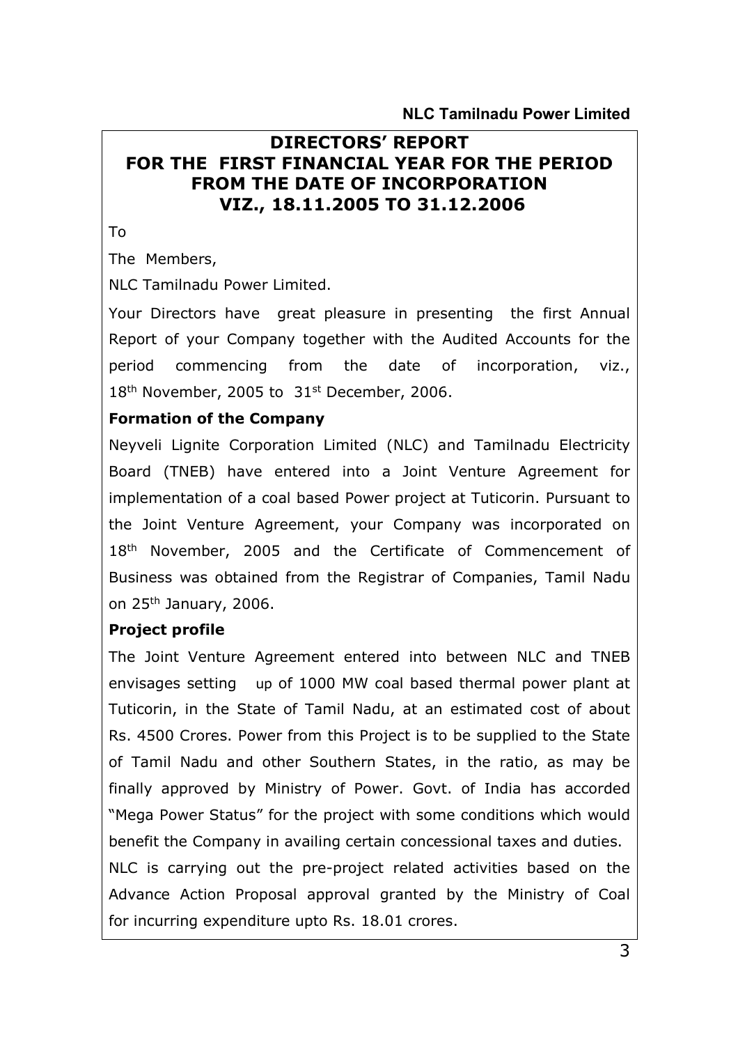# DIRECTORS' REPORT
# FOR THE FIRST FINANCIAL YEAR FOR THE PERIOD FROM THE DATE OF INCORPORATION VIZ., 18.11.2005 TO 31.12.2006

To

The Members,

NLC Tamilnadu Power Limited.

Your Directors have great pleasure in presenting the first Annual Report of your Company together with the Audited Accounts for the period commencing from the date of incorporation, viz., 18th November, 2005 to 31st December, 2006.

**Formation of the Company**

Neyveli Lignite Corporation Limited (NLC) and Tamilnadu Electricity Board (TNEB) have entered into a Joint Venture Agreement for implementation of a coal based Power project at Tuticorin. Pursuant to the Joint Venture Agreement, your Company was incorporated on 18th November, 2005 and the Certificate of Commencement of Business was obtained from the Registrar of Companies, Tamil Nadu on 25th January, 2006.

**Project profile**

The Joint Venture Agreement entered into between NLC and TNEB envisages setting up of 1000 MW coal based thermal power plant at Tuticorin, in the State of Tamil Nadu, at an estimated cost of about Rs. 4500 Crores. Power from this Project is to be supplied to the State of Tamil Nadu and other Southern States, in the ratio, as may be finally approved by Ministry of Power. Govt. of India has accorded "Mega Power Status" for the project with some conditions which would benefit the Company in availing certain concessional taxes and duties.

NLC is carrying out the pre-project related activities based on the Advance Action Proposal approval granted by the Ministry of Coal for incurring expenditure upto Rs. 18.01 crores.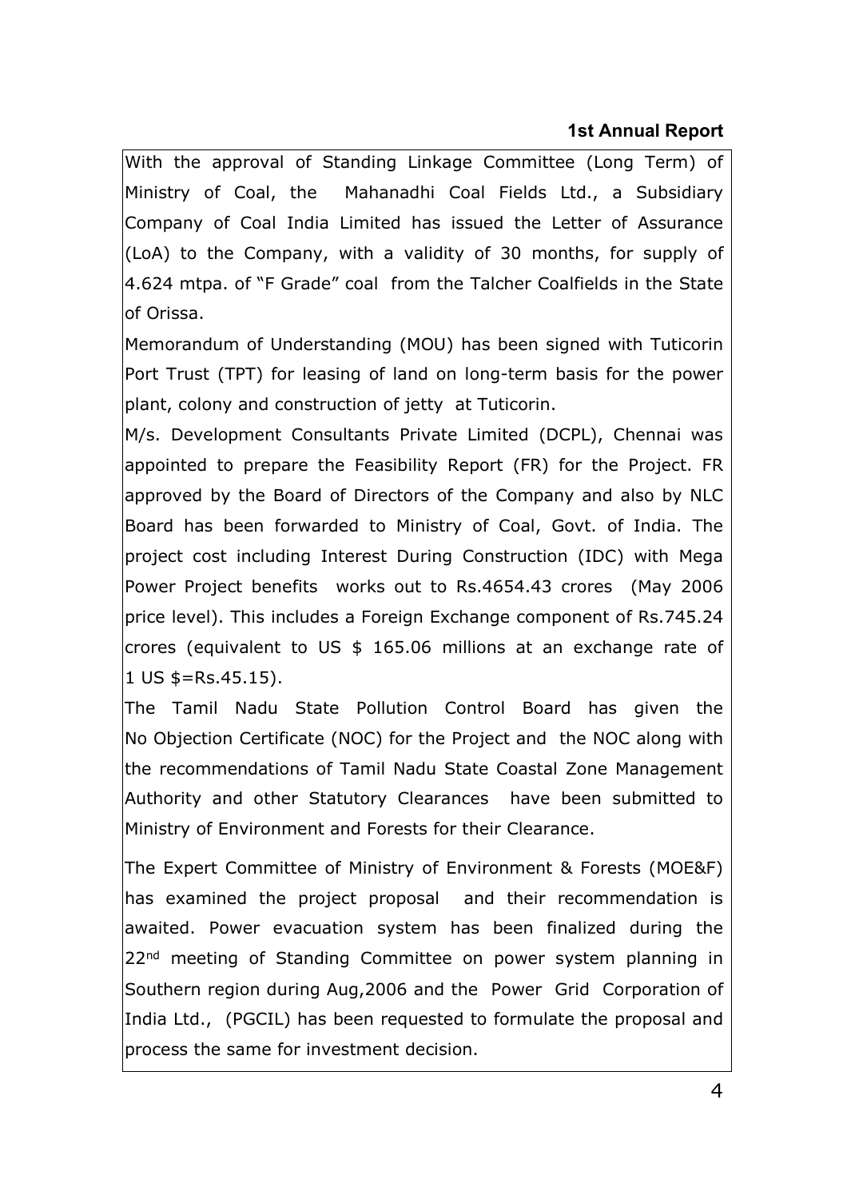With the approval of Standing Linkage Committee (Long Term) of Ministry of Coal, the Mahanadhi Coal Fields Ltd., a Subsidiary Company of Coal India Limited has issued the Letter of Assurance (LoA) to the Company, with a validity of 30 months, for supply of 4.624 mtpa. of "F Grade" coal from the Talcher Coalfields in the State of Orissa.

Memorandum of Understanding (MOU) has been signed with Tuticorin Port Trust (TPT) for leasing of land on long-term basis for the power plant, colony and construction of jetty at Tuticorin.

M/s. Development Consultants Private Limited (DCPL), Chennai was appointed to prepare the Feasibility Report (FR) for the Project. FR approved by the Board of Directors of the Company and also by NLC Board has been forwarded to Ministry of Coal, Govt. of India. The project cost including Interest During Construction (IDC) with Mega Power Project benefits works out to Rs.4654.43 crores (May 2006 price level). This includes a Foreign Exchange component of Rs.745.24 crores (equivalent to US $ 165.06 millions at an exchange rate of 1 US $=Rs.45.15).

The Tamil Nadu State Pollution Control Board has given the No Objection Certificate (NOC) for the Project and the NOC along with the recommendations of Tamil Nadu State Coastal Zone Management Authority and other Statutory Clearances have been submitted to Ministry of Environment and Forests for their Clearance.

The Expert Committee of Ministry of Environment & Forests (MOE&F) has examined the project proposal and their recommendation is awaited. Power evacuation system has been finalized during the 22nd meeting of Standing Committee on power system planning in Southern region during Aug,2006 and the Power Grid Corporation of India Ltd., (PGCIL) has been requested to formulate the proposal and process the same for investment decision.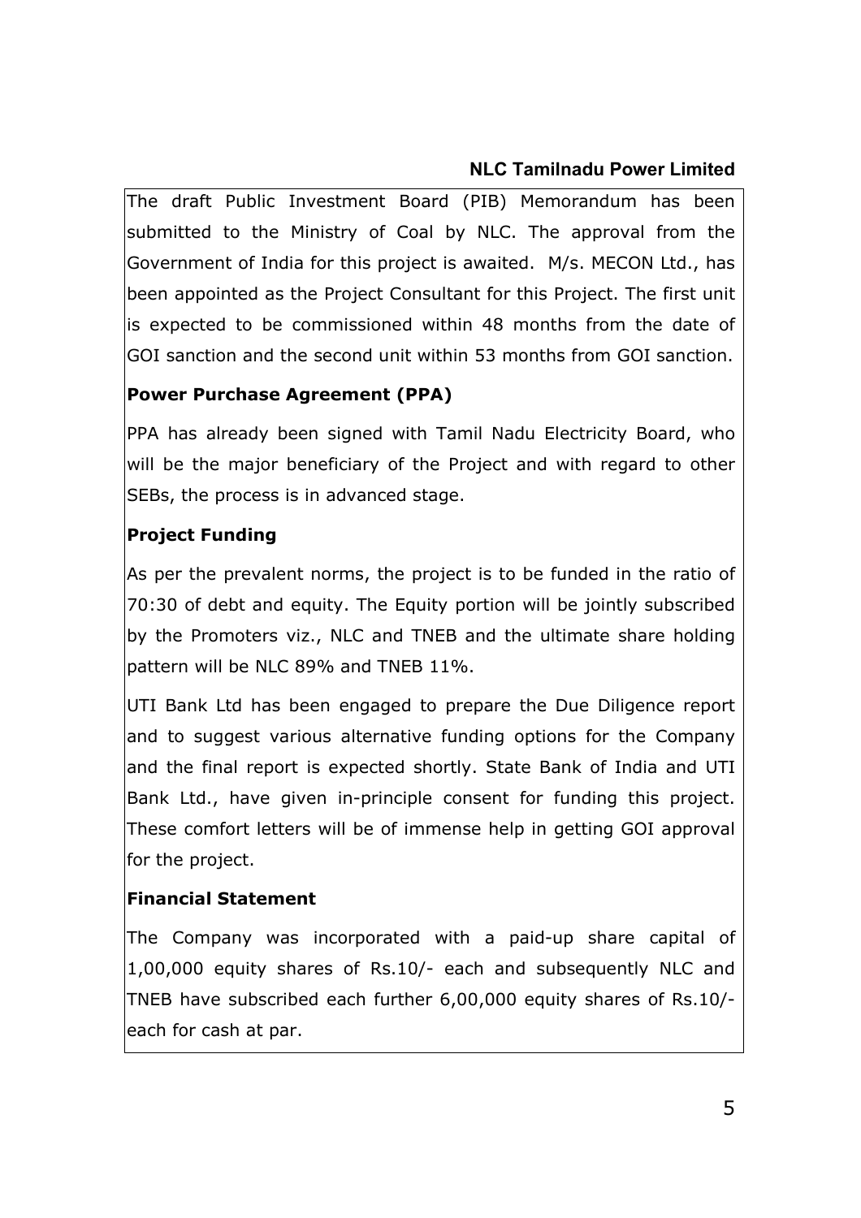The draft Public Investment Board (PIB) Memorandum has been submitted to the Ministry of Coal by NLC. The approval from the Government of India for this project is awaited. M/s. MECON Ltd., has been appointed as the Project Consultant for this Project. The first unit is expected to be commissioned within 48 months from the date of GOI sanction and the second unit within 53 months from GOI sanction.

**Power Purchase Agreement (PPA)**

PPA has already been signed with Tamil Nadu Electricity Board, who will be the major beneficiary of the Project and with regard to other SEBs, the process is in advanced stage.

**Project Funding**

As per the prevalent norms, the project is to be funded in the ratio of 70:30 of debt and equity. The Equity portion will be jointly subscribed by the Promoters viz., NLC and TNEB and the ultimate share holding pattern will be NLC 89% and TNEB 11%.

UTI Bank Ltd has been engaged to prepare the Due Diligence report and to suggest various alternative funding options for the Company and the final report is expected shortly. State Bank of India and UTI Bank Ltd., have given in-principle consent for funding this project. These comfort letters will be of immense help in getting GOI approval for the project.

**Financial Statement**

The Company was incorporated with a paid-up share capital of 1,00,000 equity shares of Rs.10/- each and subsequently NLC and TNEB have subscribed each further 6,00,000 equity shares of Rs.10/- each for cash at par.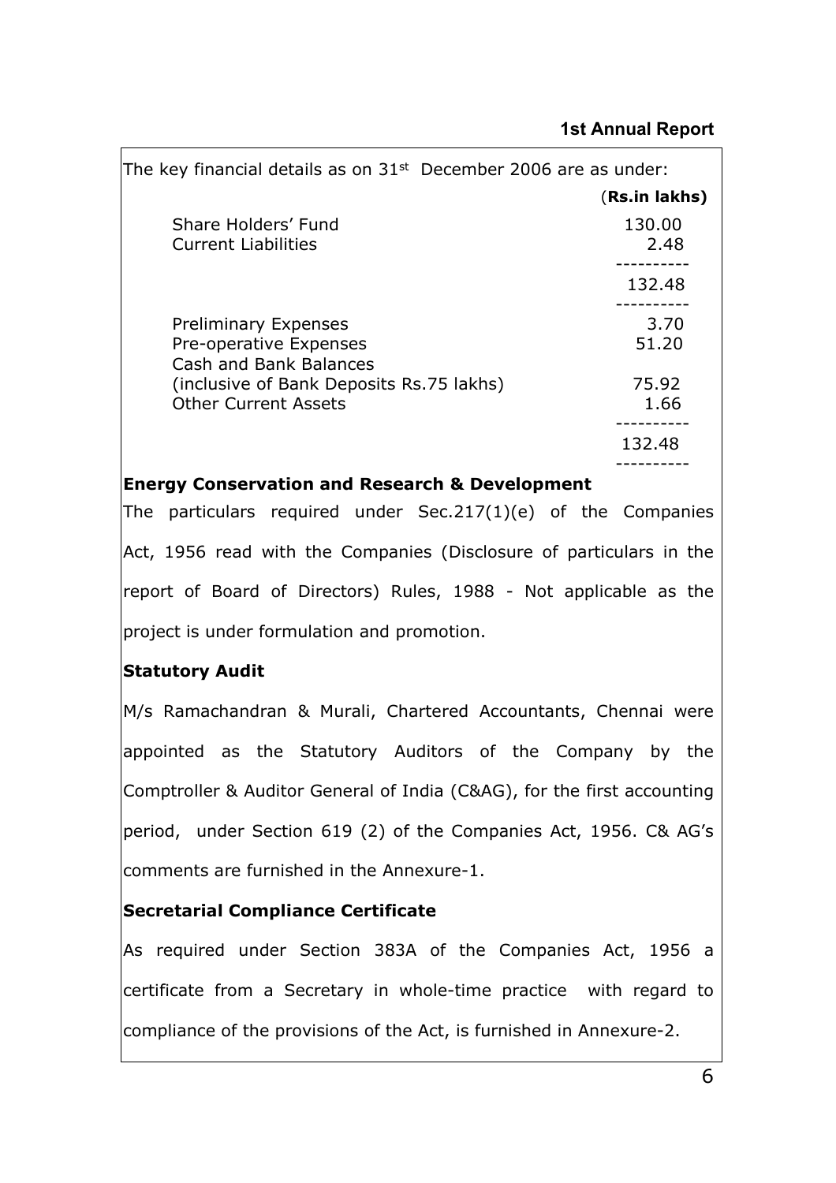The key financial details as on 31st December 2006 are as under:

| | (Rs.in lakhs) |
|---|---|
| Share Holders' Fund | 130.00 |
| Current Liabilities | 2.48 |
| | 132.48 |
| Preliminary Expenses | 3.70 |
| Pre-operative Expenses | 51.20 |
| Cash and Bank Balances (inclusive of Bank Deposits Rs.75 lakhs) | 75.92 |
| Other Current Assets | 1.66 |
| | 132.48 |

**Energy Conservation and Research & Development**

The particulars required under Sec.217(1)(e) of the Companies Act, 1956 read with the Companies (Disclosure of particulars in the report of Board of Directors) Rules, 1988 - Not applicable as the project is under formulation and promotion.

**Statutory Audit**

M/s Ramachandran & Murali, Chartered Accountants, Chennai were appointed as the Statutory Auditors of the Company by the Comptroller & Auditor General of India (C&AG), for the first accounting period, under Section 619 (2) of the Companies Act, 1956. C& AG's comments are furnished in the Annexure-1.

**Secretarial Compliance Certificate**

As required under Section 383A of the Companies Act, 1956 a certificate from a Secretary in whole-time practice with regard to compliance of the provisions of the Act, is furnished in Annexure-2.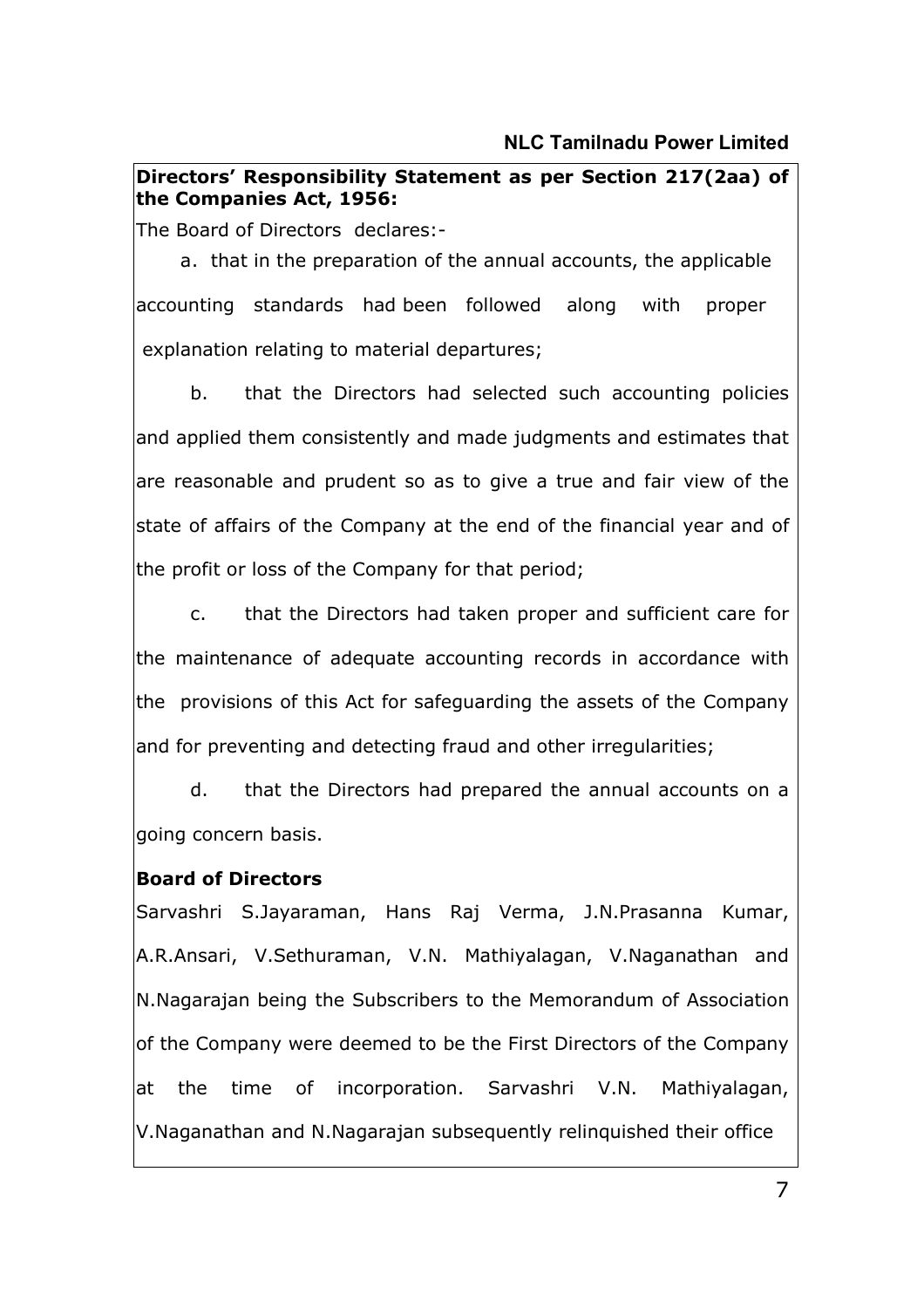**Directors' Responsibility Statement as per Section 217(2aa) of the Companies Act, 1956:**

The Board of Directors declares:-

a. that in the preparation of the annual accounts, the applicable accounting standards had been followed along with proper explanation relating to material departures;

b. that the Directors had selected such accounting policies and applied them consistently and made judgments and estimates that are reasonable and prudent so as to give a true and fair view of the state of affairs of the Company at the end of the financial year and of the profit or loss of the Company for that period;

c. that the Directors had taken proper and sufficient care for the maintenance of adequate accounting records in accordance with the provisions of this Act for safeguarding the assets of the Company and for preventing and detecting fraud and other irregularities;

d. that the Directors had prepared the annual accounts on a going concern basis.

**Board of Directors**

Sarvashri S.Jayaraman, Hans Raj Verma, J.N.Prasanna Kumar, A.R.Ansari, V.Sethuraman, V.N. Mathiyalagan, V.Naganathan and N.Nagarajan being the Subscribers to the Memorandum of Association of the Company were deemed to be the First Directors of the Company at the time of incorporation. Sarvashri V.N. Mathiyalagan, V.Naganathan and N.Nagarajan subsequently relinquished their office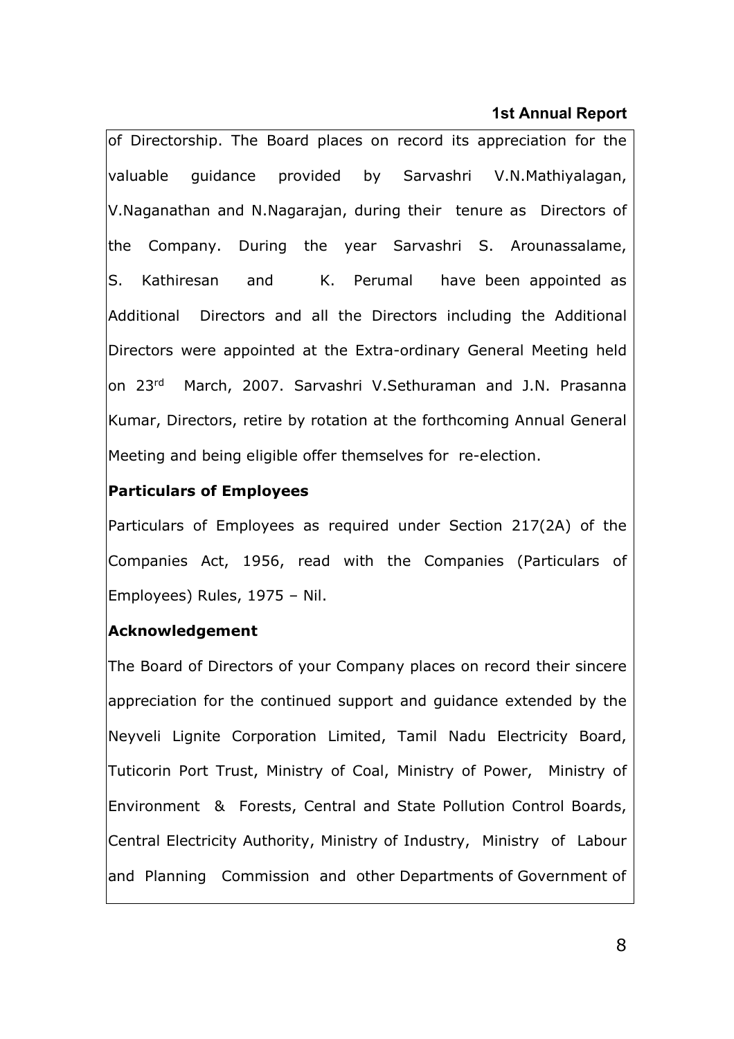of Directorship. The Board places on record its appreciation for the valuable guidance provided by Sarvashri V.N.Mathiyalagan, V.Naganathan and N.Nagarajan, during their tenure as Directors of the Company. During the year Sarvashri S. Arounassalame, S. Kathiresan and K. Perumal have been appointed as Additional Directors and all the Directors including the Additional Directors were appointed at the Extra-ordinary General Meeting held on 23rd March, 2007. Sarvashri V.Sethuraman and J.N. Prasanna Kumar, Directors, retire by rotation at the forthcoming Annual General Meeting and being eligible offer themselves for re-election.

**Particulars of Employees**

Particulars of Employees as required under Section 217(2A) of the Companies Act, 1956, read with the Companies (Particulars of Employees) Rules, 1975 – Nil.

**Acknowledgement**

The Board of Directors of your Company places on record their sincere appreciation for the continued support and guidance extended by the Neyveli Lignite Corporation Limited, Tamil Nadu Electricity Board, Tuticorin Port Trust, Ministry of Coal, Ministry of Power, Ministry of Environment & Forests, Central and State Pollution Control Boards, Central Electricity Authority, Ministry of Industry, Ministry of Labour and Planning Commission and other Departments of Government of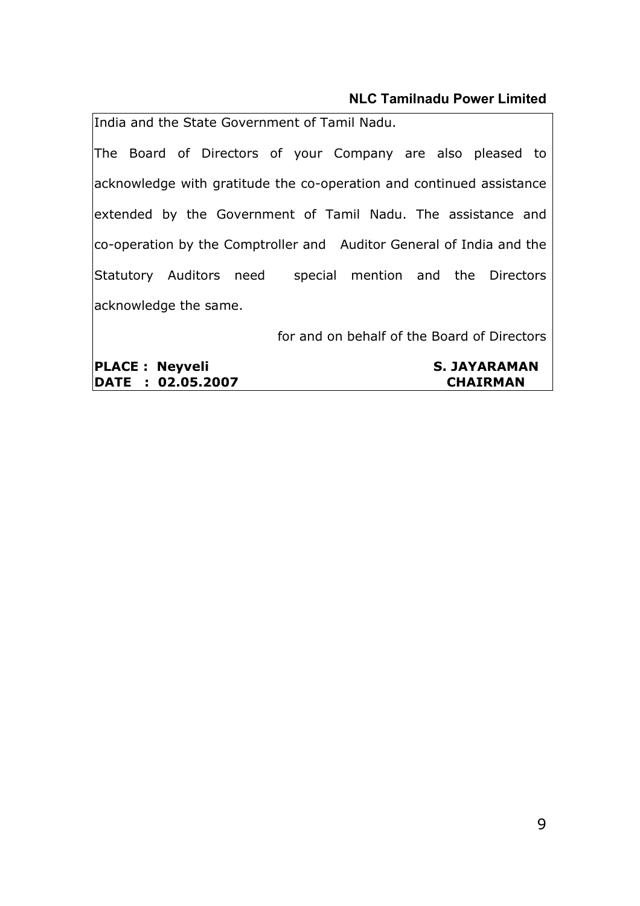India and the State Government of Tamil Nadu.

The Board of Directors of your Company are also pleased to acknowledge with gratitude the co-operation and continued assistance extended by the Government of Tamil Nadu. The assistance and co-operation by the Comptroller and Auditor General of India and the Statutory Auditors need special mention and the Directors acknowledge the same.

for and on behalf of the Board of Directors

**PLACE : Neyveli** **S. JAYARAMAN**
**DATE : 02.05.2007** **CHAIRMAN**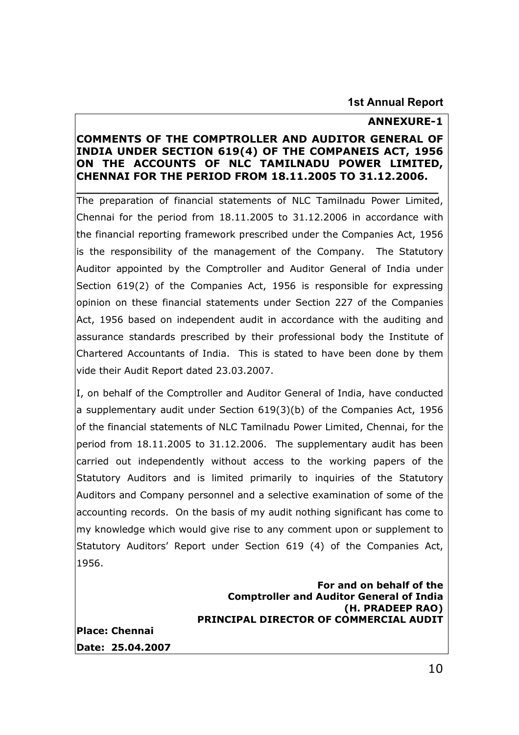**ANNEXURE-1**

## COMMENTS OF THE COMPTROLLER AND AUDITOR GENERAL OF INDIA UNDER SECTION 619(4) OF THE COMPANEIS ACT, 1956 ON THE ACCOUNTS OF NLC TAMILNADU POWER LIMITED, CHENNAI FOR THE PERIOD FROM 18.11.2005 TO 31.12.2006.

The preparation of financial statements of NLC Tamilnadu Power Limited, Chennai for the period from 18.11.2005 to 31.12.2006 in accordance with the financial reporting framework prescribed under the Companies Act, 1956 is the responsibility of the management of the Company. The Statutory Auditor appointed by the Comptroller and Auditor General of India under Section 619(2) of the Companies Act, 1956 is responsible for expressing opinion on these financial statements under Section 227 of the Companies Act, 1956 based on independent audit in accordance with the auditing and assurance standards prescribed by their professional body the Institute of Chartered Accountants of India. This is stated to have been done by them vide their Audit Report dated 23.03.2007.

I, on behalf of the Comptroller and Auditor General of India, have conducted a supplementary audit under Section 619(3)(b) of the Companies Act, 1956 of the financial statements of NLC Tamilnadu Power Limited, Chennai, for the period from 18.11.2005 to 31.12.2006. The supplementary audit has been carried out independently without access to the working papers of the Statutory Auditors and is limited primarily to inquiries of the Statutory Auditors and Company personnel and a selective examination of some of the accounting records. On the basis of my audit nothing significant has come to my knowledge which would give rise to any comment upon or supplement to Statutory Auditors' Report under Section 619 (4) of the Companies Act, 1956.

**For and on behalf of the**
**Comptroller and Auditor General of India**
**(H. PRADEEP RAO)**
**PRINCIPAL DIRECTOR OF COMMERCIAL AUDIT**

**Place: Chennai**

**Date: 25.04.2007**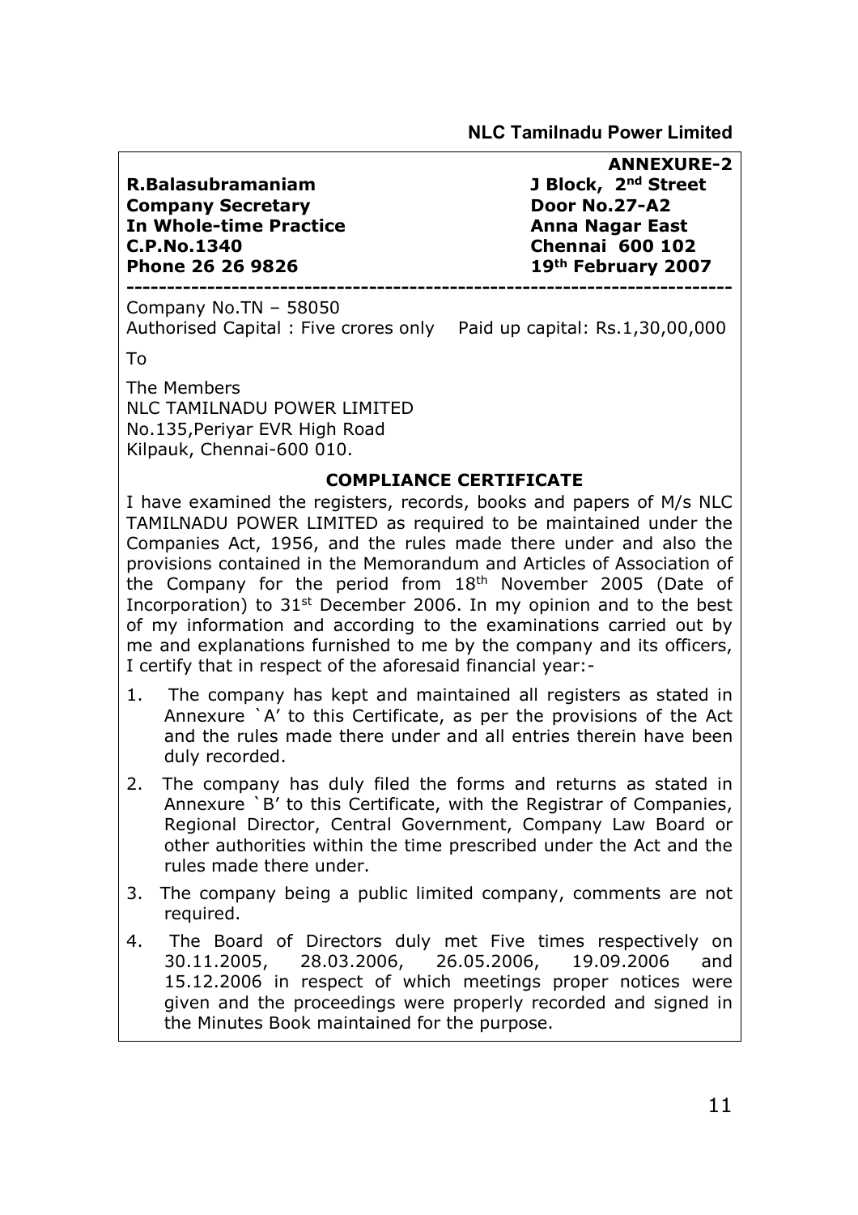**ANNEXURE-2**

**R.Balasubramaniam**
**Company Secretary**
**In Whole-time Practice**
**C.P.No.1340**
**Phone 26 26 9826**

**J Block, 2nd Street**
**Door No.27-A2**
**Anna Nagar East**
**Chennai 600 102**
**19th February 2007**

---

Company No.TN – 58050
Authorised Capital : Five crores only    Paid up capital: Rs.1,30,00,000

To

The Members
NLC TAMILNADU POWER LIMITED
No.135,Periyar EVR High Road
Kilpauk, Chennai-600 010.

## COMPLIANCE CERTIFICATE

I have examined the registers, records, books and papers of M/s NLC TAMILNADU POWER LIMITED as required to be maintained under the Companies Act, 1956, and the rules made there under and also the provisions contained in the Memorandum and Articles of Association of the Company for the period from 18th November 2005 (Date of Incorporation) to 31st December 2006. In my opinion and to the best of my information and according to the examinations carried out by me and explanations furnished to me by the company and its officers, I certify that in respect of the aforesaid financial year:-

1. The company has kept and maintained all registers as stated in Annexure `A' to this Certificate, as per the provisions of the Act and the rules made there under and all entries therein have been duly recorded.
2. The company has duly filed the forms and returns as stated in Annexure `B' to this Certificate, with the Registrar of Companies, Regional Director, Central Government, Company Law Board or other authorities within the time prescribed under the Act and the rules made there under.
3. The company being a public limited company, comments are not required.
4. The Board of Directors duly met Five times respectively on 30.11.2005, 28.03.2006, 26.05.2006, 19.09.2006 and 15.12.2006 in respect of which meetings proper notices were given and the proceedings were properly recorded and signed in the Minutes Book maintained for the purpose.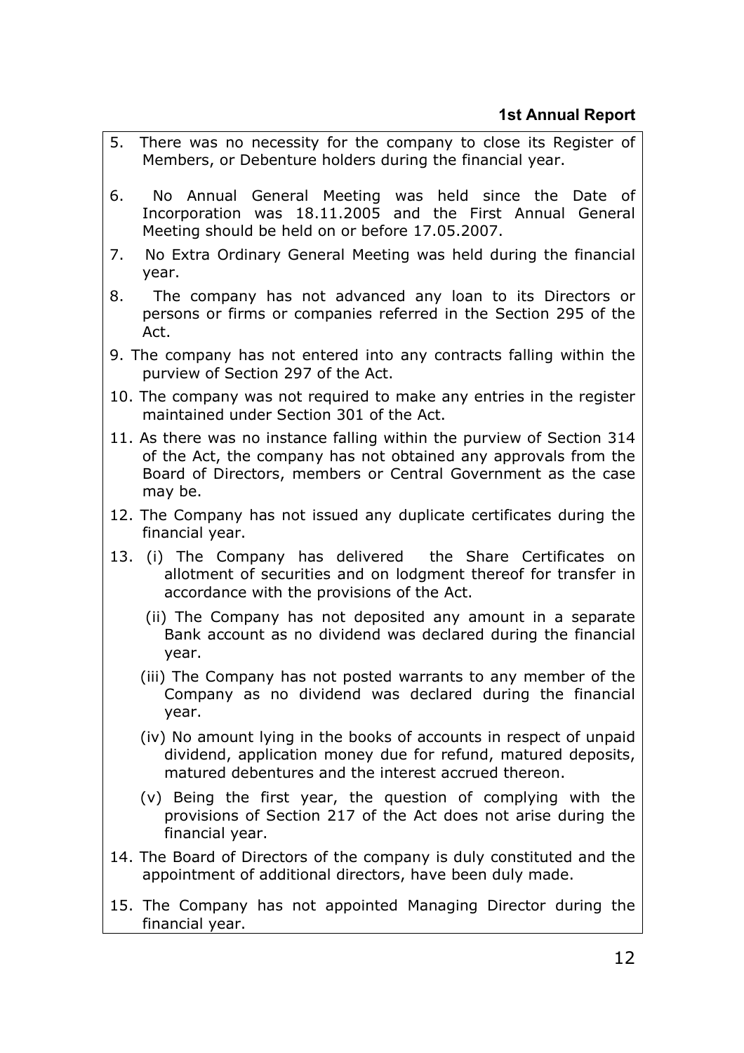5. There was no necessity for the company to close its Register of Members, or Debenture holders during the financial year.

6. No Annual General Meeting was held since the Date of Incorporation was 18.11.2005 and the First Annual General Meeting should be held on or before 17.05.2007.

7. No Extra Ordinary General Meeting was held during the financial year.

8. The company has not advanced any loan to its Directors or persons or firms or companies referred in the Section 295 of the Act.

9. The company has not entered into any contracts falling within the purview of Section 297 of the Act.

10. The company was not required to make any entries in the register maintained under Section 301 of the Act.

11. As there was no instance falling within the purview of Section 314 of the Act, the company has not obtained any approvals from the Board of Directors, members or Central Government as the case may be.

12. The Company has not issued any duplicate certificates during the financial year.

13. (i) The Company has delivered the Share Certificates on allotment of securities and on lodgment thereof for transfer in accordance with the provisions of the Act.

    (ii) The Company has not deposited any amount in a separate Bank account as no dividend was declared during the financial year.

    (iii) The Company has not posted warrants to any member of the Company as no dividend was declared during the financial year.

    (iv) No amount lying in the books of accounts in respect of unpaid dividend, application money due for refund, matured deposits, matured debentures and the interest accrued thereon.

    (v) Being the first year, the question of complying with the provisions of Section 217 of the Act does not arise during the financial year.

14. The Board of Directors of the company is duly constituted and the appointment of additional directors, have been duly made.

15. The Company has not appointed Managing Director during the financial year.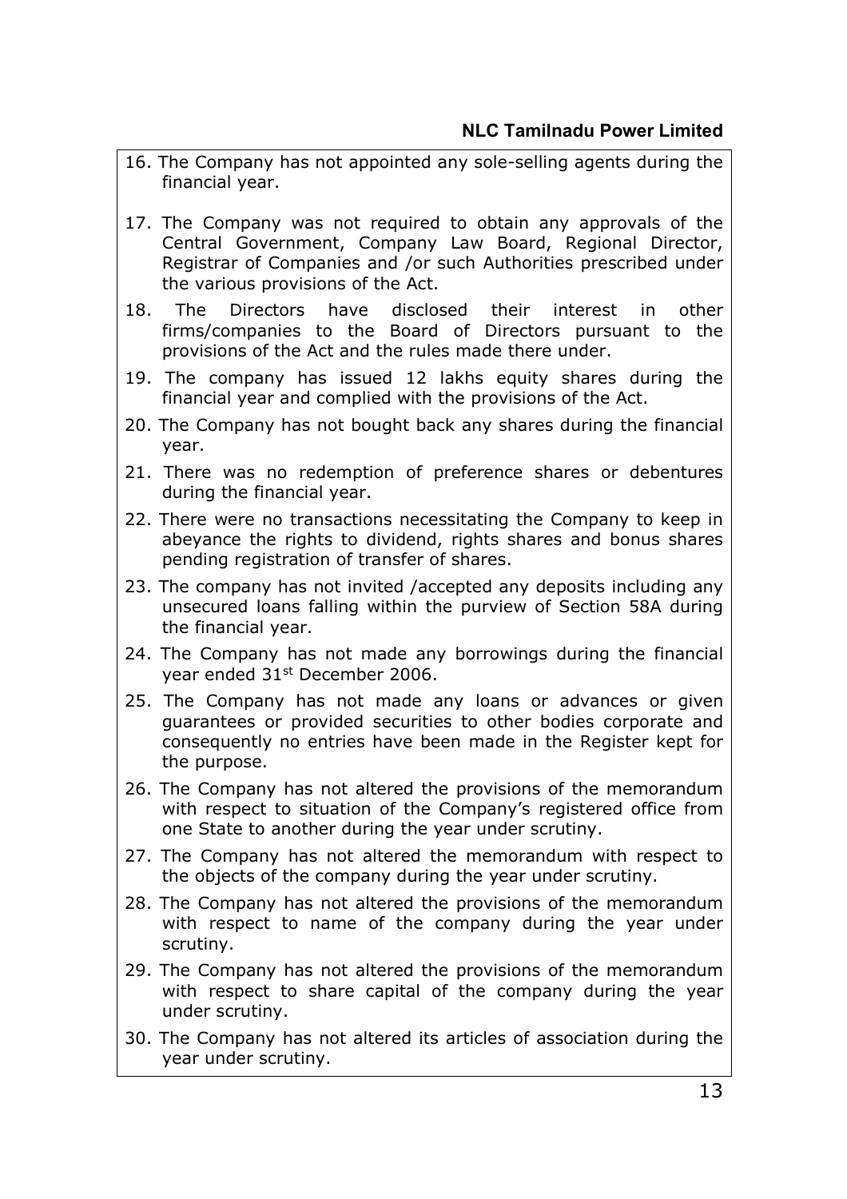16. The Company has not appointed any sole-selling agents during the financial year.

17. The Company was not required to obtain any approvals of the Central Government, Company Law Board, Regional Director, Registrar of Companies and /or such Authorities prescribed under the various provisions of the Act.

18. The Directors have disclosed their interest in other firms/companies to the Board of Directors pursuant to the provisions of the Act and the rules made there under.

19. The company has issued 12 lakhs equity shares during the financial year and complied with the provisions of the Act.

20. The Company has not bought back any shares during the financial year.

21. There was no redemption of preference shares or debentures during the financial year.

22. There were no transactions necessitating the Company to keep in abeyance the rights to dividend, rights shares and bonus shares pending registration of transfer of shares.

23. The company has not invited /accepted any deposits including any unsecured loans falling within the purview of Section 58A during the financial year.

24. The Company has not made any borrowings during the financial year ended 31st December 2006.

25. The Company has not made any loans or advances or given guarantees or provided securities to other bodies corporate and consequently no entries have been made in the Register kept for the purpose.

26. The Company has not altered the provisions of the memorandum with respect to situation of the Company's registered office from one State to another during the year under scrutiny.

27. The Company has not altered the memorandum with respect to the objects of the company during the year under scrutiny.

28. The Company has not altered the provisions of the memorandum with respect to name of the company during the year under scrutiny.

29. The Company has not altered the provisions of the memorandum with respect to share capital of the company during the year under scrutiny.

30. The Company has not altered its articles of association during the year under scrutiny.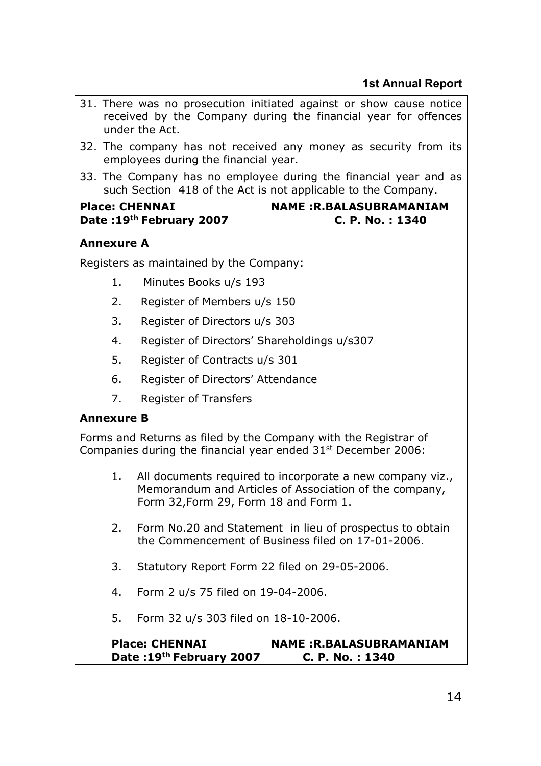31. There was no prosecution initiated against or show cause notice received by the Company during the financial year for offences under the Act.
32. The company has not received any money as security from its employees during the financial year.
33. The Company has no employee during the financial year and as such Section 418 of the Act is not applicable to the Company.

**Place: CHENNAI** **NAME :R.BALASUBRAMANIAM**
**Date :19th February 2007** **C. P. No. : 1340**

**Annexure A**

Registers as maintained by the Company:

1. Minutes Books u/s 193
2. Register of Members u/s 150
3. Register of Directors u/s 303
4. Register of Directors' Shareholdings u/s307
5. Register of Contracts u/s 301
6. Register of Directors' Attendance
7. Register of Transfers

**Annexure B**

Forms and Returns as filed by the Company with the Registrar of Companies during the financial year ended 31st December 2006:

1. All documents required to incorporate a new company viz., Memorandum and Articles of Association of the company, Form 32,Form 29, Form 18 and Form 1.
2. Form No.20 and Statement in lieu of prospectus to obtain the Commencement of Business filed on 17-01-2006.
3. Statutory Report Form 22 filed on 29-05-2006.
4. Form 2 u/s 75 filed on 19-04-2006.
5. Form 32 u/s 303 filed on 18-10-2006.

**Place: CHENNAI** **NAME :R.BALASUBRAMANIAM**
**Date :19th February 2007** **C. P. No. : 1340**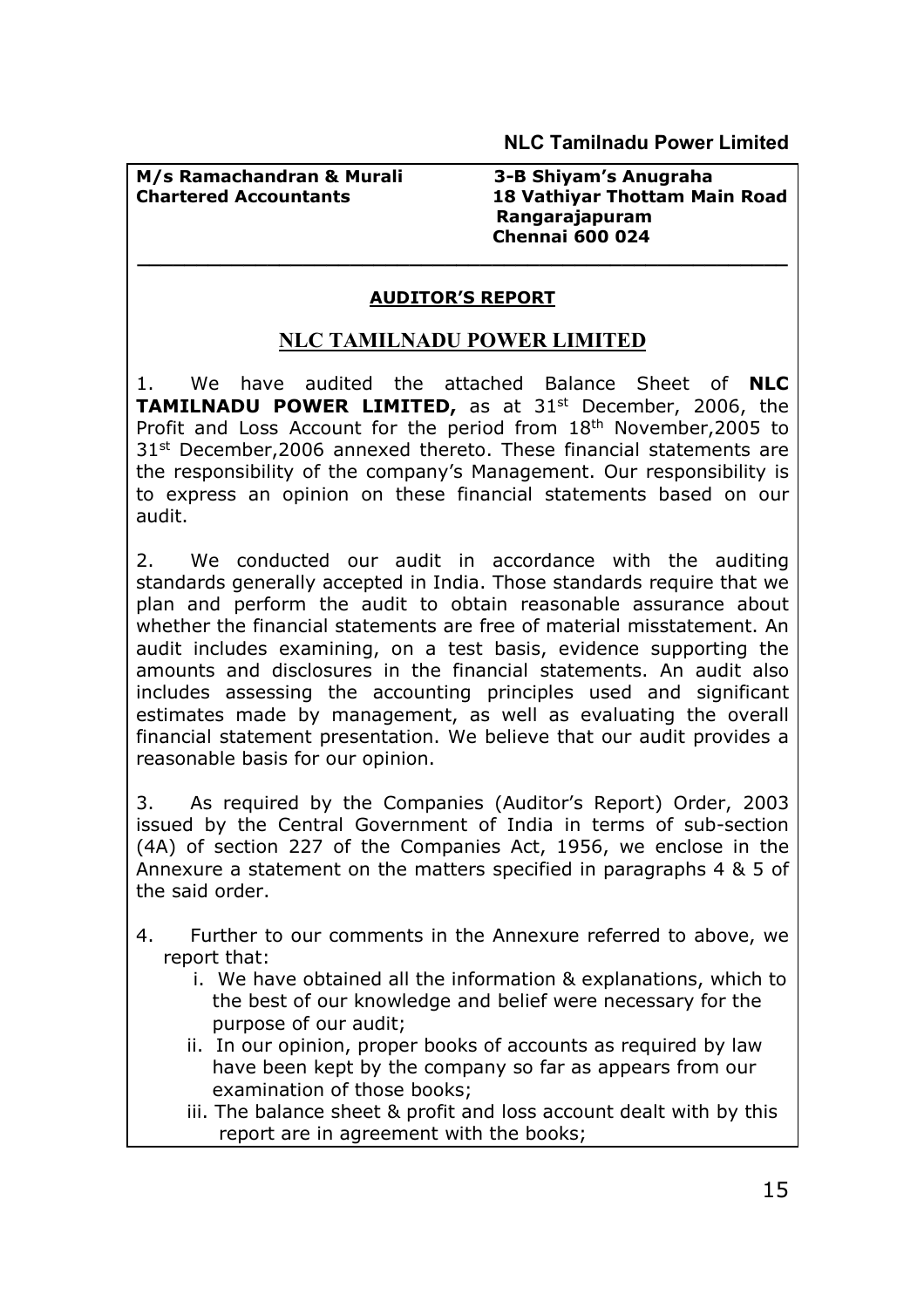**M/s Ramachandran & Murali**
**Chartered Accountants**

**3-B Shiyam's Anugraha**
**18 Vathiyar Thottam Main Road**
**Rangarajapuram**
**Chennai 600 024**

---

**AUDITOR'S REPORT**

## NLC TAMILNADU POWER LIMITED

1. We have audited the attached Balance Sheet of **NLC TAMILNADU POWER LIMITED,** as at 31st December, 2006, the Profit and Loss Account for the period from 18th November,2005 to 31st December,2006 annexed thereto. These financial statements are the responsibility of the company's Management. Our responsibility is to express an opinion on these financial statements based on our audit.

2. We conducted our audit in accordance with the auditing standards generally accepted in India. Those standards require that we plan and perform the audit to obtain reasonable assurance about whether the financial statements are free of material misstatement. An audit includes examining, on a test basis, evidence supporting the amounts and disclosures in the financial statements. An audit also includes assessing the accounting principles used and significant estimates made by management, as well as evaluating the overall financial statement presentation. We believe that our audit provides a reasonable basis for our opinion.

3. As required by the Companies (Auditor's Report) Order, 2003 issued by the Central Government of India in terms of sub-section (4A) of section 227 of the Companies Act, 1956, we enclose in the Annexure a statement on the matters specified in paragraphs 4 & 5 of the said order.

4. Further to our comments in the Annexure referred to above, we report that:
   - i. We have obtained all the information & explanations, which to the best of our knowledge and belief were necessary for the purpose of our audit;
   - ii. In our opinion, proper books of accounts as required by law have been kept by the company so far as appears from our examination of those books;
   - iii. The balance sheet & profit and loss account dealt with by this report are in agreement with the books;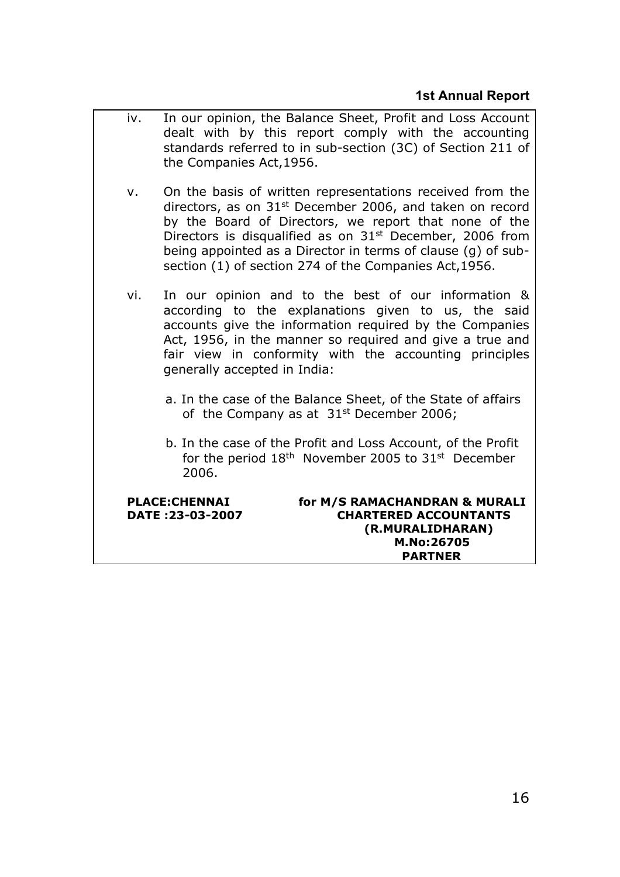iv. In our opinion, the Balance Sheet, Profit and Loss Account dealt with by this report comply with the accounting standards referred to in sub-section (3C) of Section 211 of the Companies Act,1956.

v. On the basis of written representations received from the directors, as on 31st December 2006, and taken on record by the Board of Directors, we report that none of the Directors is disqualified as on 31st December, 2006 from being appointed as a Director in terms of clause (g) of sub-section (1) of section 274 of the Companies Act,1956.

vi. In our opinion and to the best of our information & according to the explanations given to us, the said accounts give the information required by the Companies Act, 1956, in the manner so required and give a true and fair view in conformity with the accounting principles generally accepted in India:

   a. In the case of the Balance Sheet, of the State of affairs of the Company as at 31st December 2006;

   b. In the case of the Profit and Loss Account, of the Profit for the period 18th November 2005 to 31st December 2006.

**PLACE:CHENNAI**
**DATE :23-03-2007**

**for M/S RAMACHANDRAN & MURALI**
**CHARTERED ACCOUNTANTS**
**(R.MURALIDHARAN)**
**M.No:26705**
**PARTNER**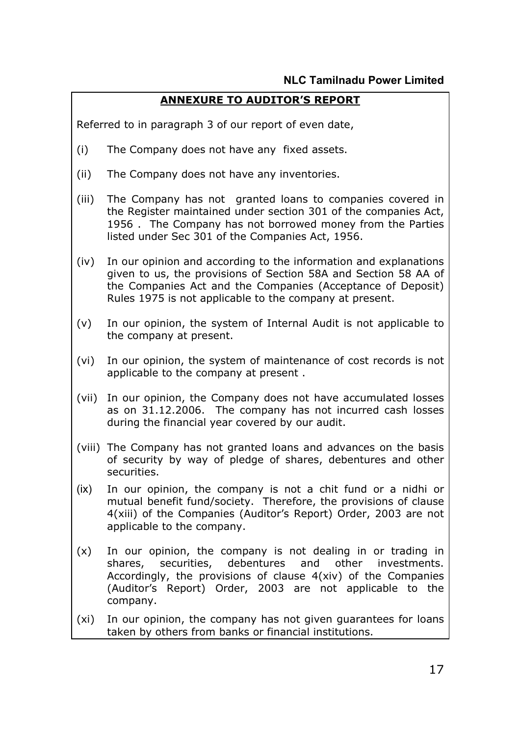## ANNEXURE TO AUDITOR'S REPORT

Referred to in paragraph 3 of our report of even date,

(i) The Company does not have any fixed assets.

(ii) The Company does not have any inventories.

(iii) The Company has not granted loans to companies covered in the Register maintained under section 301 of the companies Act, 1956 . The Company has not borrowed money from the Parties listed under Sec 301 of the Companies Act, 1956.

(iv) In our opinion and according to the information and explanations given to us, the provisions of Section 58A and Section 58 AA of the Companies Act and the Companies (Acceptance of Deposit) Rules 1975 is not applicable to the company at present.

(v) In our opinion, the system of Internal Audit is not applicable to the company at present.

(vi) In our opinion, the system of maintenance of cost records is not applicable to the company at present .

(vii) In our opinion, the Company does not have accumulated losses as on 31.12.2006. The company has not incurred cash losses during the financial year covered by our audit.

(viii) The Company has not granted loans and advances on the basis of security by way of pledge of shares, debentures and other securities.

(ix) In our opinion, the company is not a chit fund or a nidhi or mutual benefit fund/society. Therefore, the provisions of clause 4(xiii) of the Companies (Auditor's Report) Order, 2003 are not applicable to the company.

(x) In our opinion, the company is not dealing in or trading in shares, securities, debentures and other investments. Accordingly, the provisions of clause 4(xiv) of the Companies (Auditor's Report) Order, 2003 are not applicable to the company.

(xi) In our opinion, the company has not given guarantees for loans taken by others from banks or financial institutions.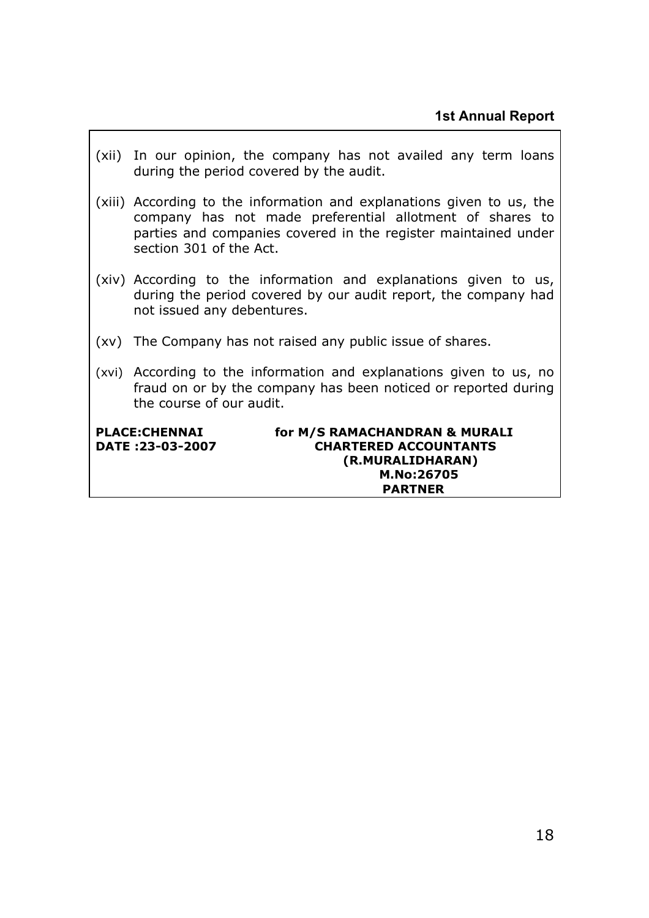(xii) In our opinion, the company has not availed any term loans during the period covered by the audit.

(xiii) According to the information and explanations given to us, the company has not made preferential allotment of shares to parties and companies covered in the register maintained under section 301 of the Act.

(xiv) According to the information and explanations given to us, during the period covered by our audit report, the company had not issued any debentures.

(xv) The Company has not raised any public issue of shares.

(xvi) According to the information and explanations given to us, no fraud on or by the company has been noticed or reported during the course of our audit.

**PLACE:CHENNAI**
**DATE :23-03-2007**

**for M/S RAMACHANDRAN & MURALI**
**CHARTERED ACCOUNTANTS**
**(R.MURALIDHARAN)**
**M.No:26705**
**PARTNER**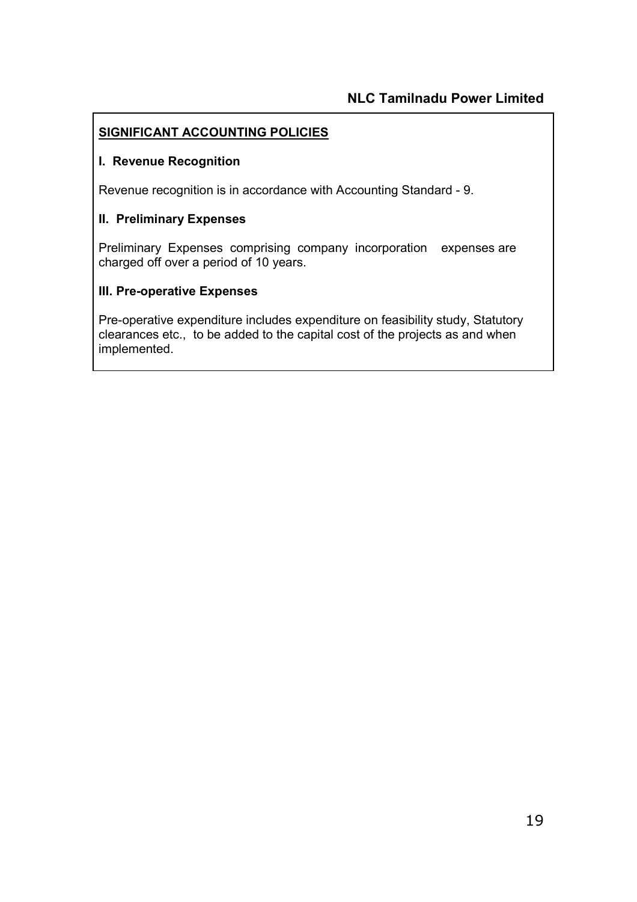## SIGNIFICANT ACCOUNTING POLICIES

### I. Revenue Recognition

Revenue recognition is in accordance with Accounting Standard - 9.

### II. Preliminary Expenses

Preliminary Expenses comprising company incorporation expenses are charged off over a period of 10 years.

### III. Pre-operative Expenses

Pre-operative expenditure includes expenditure on feasibility study, Statutory clearances etc., to be added to the capital cost of the projects as and when implemented.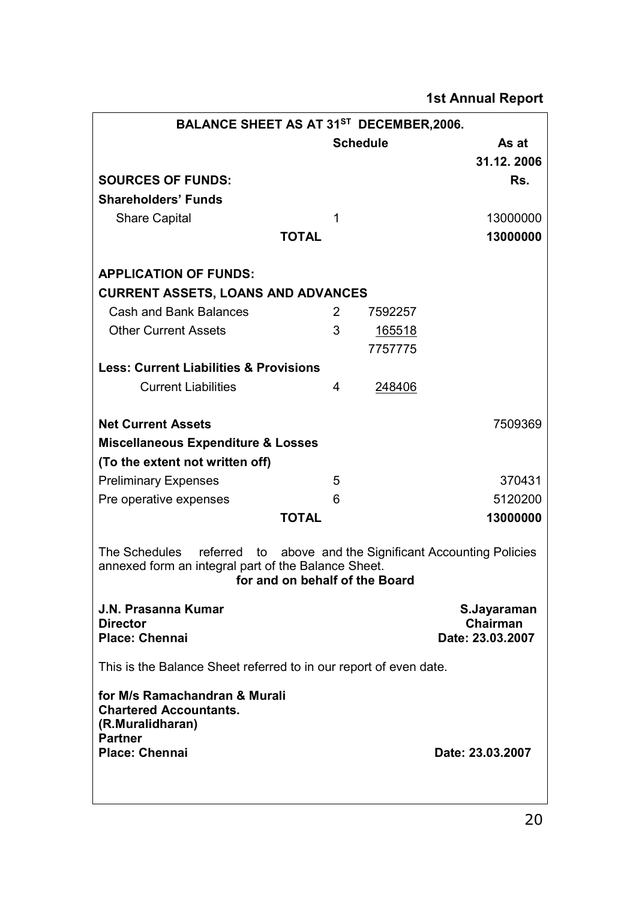**1st Annual Report**

## BALANCE SHEET AS AT 31ST DECEMBER,2006.

| | Schedule | | As at 31.12. 2006 |
|---|---|---|---|
| **SOURCES OF FUNDS:** | | | **Rs.** |
| **Shareholders' Funds** | | | |
| Share Capital | 1 | | 13000000 |
| **TOTAL** | | | **13000000** |
| | | | |
| **APPLICATION OF FUNDS:** | | | |
| **CURRENT ASSETS, LOANS AND ADVANCES** | | | |
| Cash and Bank Balances | 2 | 7592257 | |
| Other Current Assets | 3 | 165518 | |
| | | 7757775 | |
| **Less: Current Liabilities & Provisions** | | | |
| Current Liabilities | 4 | 248406 | |
| | | | |
| **Net Current Assets** | | | 7509369 |
| **Miscellaneous Expenditure & Losses** | | | |
| **(To the extent not written off)** | | | |
| Preliminary Expenses | 5 | | 370431 |
| Pre operative expenses | 6 | | 5120200 |
| **TOTAL** | | | **13000000** |

The Schedules referred to above and the Significant Accounting Policies annexed form an integral part of the Balance Sheet.

**for and on behalf of the Board**

**J.N. Prasanna Kumar**
**Director**
**Place: Chennai**

**S.Jayaraman**
**Chairman**
**Date: 23.03.2007**

This is the Balance Sheet referred to in our report of even date.

**for M/s Ramachandran & Murali**
**Chartered Accountants.**
**(R.Muralidharan)**
**Partner**
**Place: Chennai**

**Date: 23.03.2007**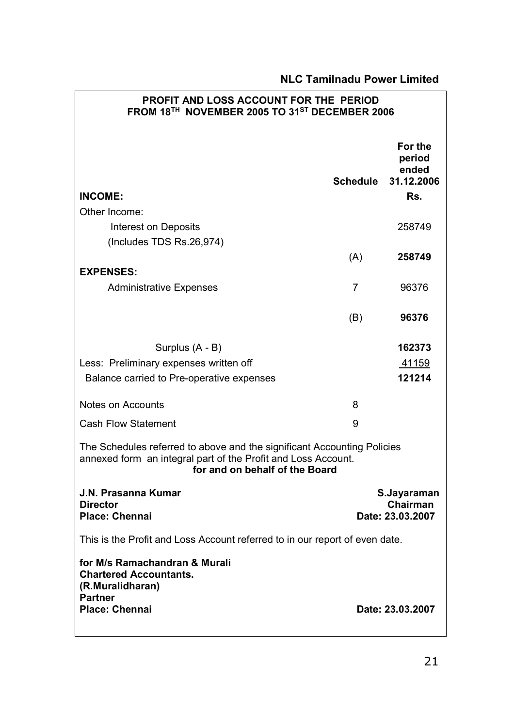**NLC Tamilnadu Power Limited**

## PROFIT AND LOSS ACCOUNT FOR THE PERIOD FROM 18[TH] NOVEMBER 2005 TO 31[ST] DECEMBER 2006

| | Schedule | For the period ended 31.12.2006 |
|---|---|---|
| **INCOME:** | | **Rs.** |
| Other Income: | | |
| Interest on Deposits | | 258749 |
| (Includes TDS Rs.26,974) | | |
| | (A) | **258749** |
| **EXPENSES:** | | |
| Administrative Expenses | 7 | 96376 |
| | (B) | **96376** |
| Surplus (A - B) | | **162373** |
| Less: Preliminary expenses written off | | 41159 |
| Balance carried to Pre-operative expenses | | **121214** |
| Notes on Accounts | 8 | |
| Cash Flow Statement | 9 | |

The Schedules referred to above and the significant Accounting Policies annexed form an integral part of the Profit and Loss Account.

**for and on behalf of the Board**

**J.N. Prasanna Kumar**
**Director**
**Place: Chennai**

**S.Jayaraman**
**Chairman**
**Date: 23.03.2007**

This is the Profit and Loss Account referred to in our report of even date.

**for M/s Ramachandran & Murali**
**Chartered Accountants.**
**(R.Muralidharan)**
**Partner**
**Place: Chennai**

**Date: 23.03.2007**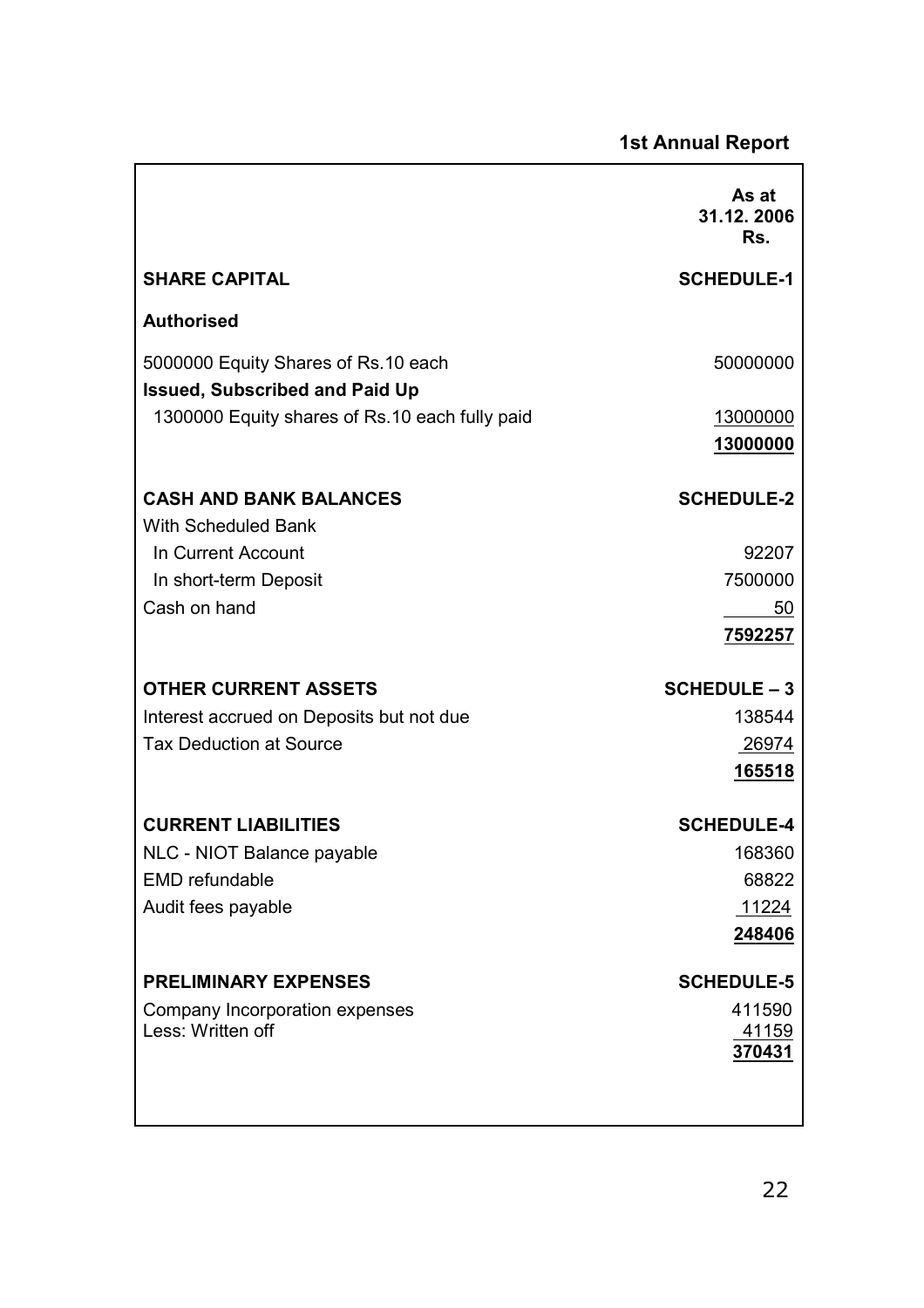| | As at 31.12. 2006 Rs. |
|---|---|
| **SHARE CAPITAL** | **SCHEDULE-1** |
| **Authorised** | |
| 5000000 Equity Shares of Rs.10 each | 50000000 |
| **Issued, Subscribed and Paid Up** | |
| 1300000 Equity shares of Rs.10 each fully paid | 13000000 |
| | **13000000** |
| **CASH AND BANK BALANCES** | **SCHEDULE-2** |
| With Scheduled Bank | |
| In Current Account | 92207 |
| In short-term Deposit | 7500000 |
| Cash on hand | 50 |
| | **7592257** |
| **OTHER CURRENT ASSETS** | **SCHEDULE – 3** |
| Interest accrued on Deposits but not due | 138544 |
| Tax Deduction at Source | 26974 |
| | **165518** |
| **CURRENT LIABILITIES** | **SCHEDULE-4** |
| NLC - NIOT Balance payable | 168360 |
| EMD refundable | 68822 |
| Audit fees payable | 11224 |
| | **248406** |
| **PRELIMINARY EXPENSES** | **SCHEDULE-5** |
| Company Incorporation expenses | 411590 |
| Less: Written off | 41159 |
| | **370431** |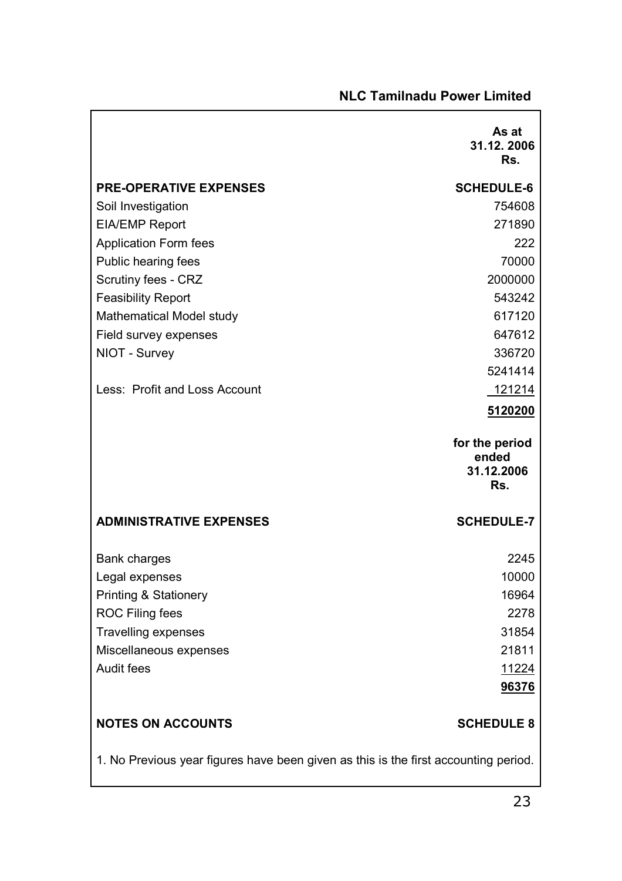**NLC Tamilnadu Power Limited**

| | As at 31.12. 2006 Rs. |
|---|---|
| **PRE-OPERATIVE EXPENSES** | **SCHEDULE-6** |
| Soil Investigation | 754608 |
| EIA/EMP Report | 271890 |
| Application Form fees | 222 |
| Public hearing fees | 70000 |
| Scrutiny fees - CRZ | 2000000 |
| Feasibility Report | 543242 |
| Mathematical Model study | 617120 |
| Field survey expenses | 647612 |
| NIOT - Survey | 336720 |
| | 5241414 |
| Less: Profit and Loss Account | 121214 |
| | **5120200** |

| | for the period ended 31.12.2006 Rs. |
|---|---|
| **ADMINISTRATIVE EXPENSES** | **SCHEDULE-7** |
| Bank charges | 2245 |
| Legal expenses | 10000 |
| Printing & Stationery | 16964 |
| ROC Filing fees | 2278 |
| Travelling expenses | 31854 |
| Miscellaneous expenses | 21811 |
| Audit fees | 11224 |
| | **96376** |

**NOTES ON ACCOUNTS** **SCHEDULE 8**

1. No Previous year figures have been given as this is the first accounting period.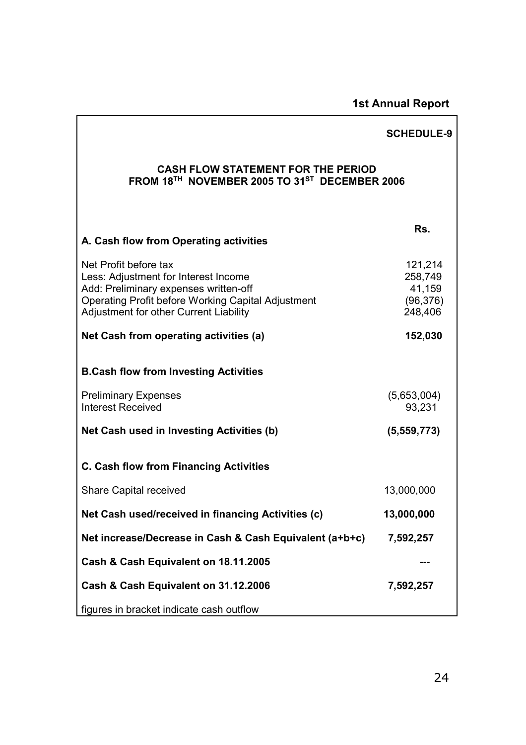**1st Annual Report**

**SCHEDULE-9**

**CASH FLOW STATEMENT FOR THE PERIOD FROM 18TH NOVEMBER 2005 TO 31ST DECEMBER 2006**

| | Rs. |
|---|---|
| **A. Cash flow from Operating activities** | |
| Net Profit before tax | 121,214 |
| Less: Adjustment for Interest Income | 258,749 |
| Add: Preliminary expenses written-off | 41,159 |
| Operating Profit before Working Capital Adjustment | (96,376) |
| Adjustment for other Current Liability | 248,406 |
| **Net Cash from operating activities (a)** | **152,030** |
| **B.Cash flow from Investing Activities** | |
| Preliminary Expenses | (5,653,004) |
| Interest Received | 93,231 |
| **Net Cash used in Investing Activities (b)** | **(5,559,773)** |
| **C. Cash flow from Financing Activities** | |
| Share Capital received | 13,000,000 |
| **Net Cash used/received in financing Activities (c)** | **13,000,000** |
| **Net increase/Decrease in Cash & Cash Equivalent (a+b+c)** | **7,592,257** |
| **Cash & Cash Equivalent on 18.11.2005** | **---** |
| **Cash & Cash Equivalent on 31.12.2006** | **7,592,257** |

figures in bracket indicate cash outflow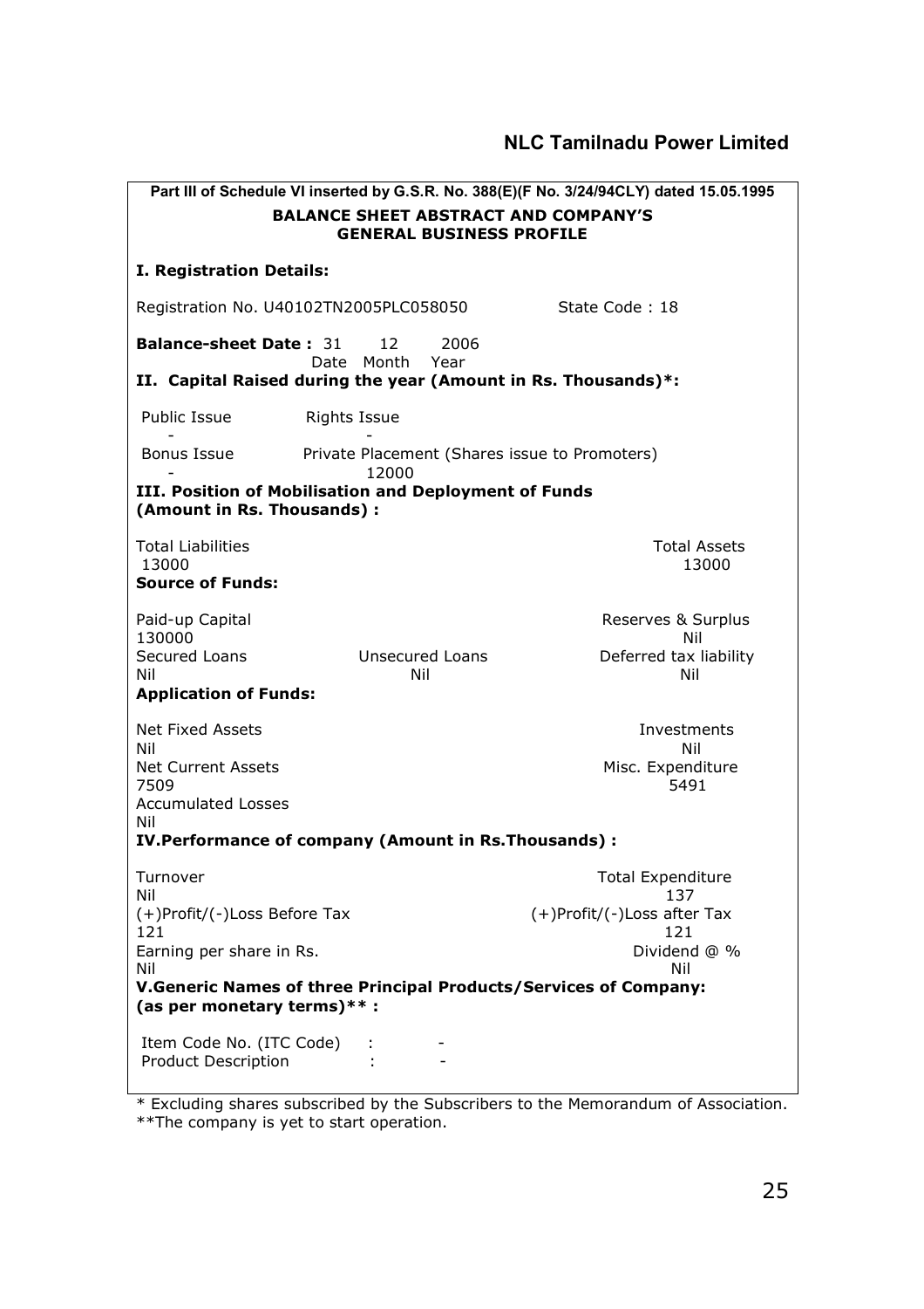**Part III of Schedule VI inserted by G.S.R. No. 388(E)(F No. 3/24/94CLY) dated 15.05.1995**

**BALANCE SHEET ABSTRACT AND COMPANY'S GENERAL BUSINESS PROFILE**

**I. Registration Details:**

Registration No. U40102TN2005PLC058050 State Code : 18

**Balance-sheet Date :** 31 12 2006
Date Month Year

**II. Capital Raised during the year (Amount in Rs. Thousands)*:**

| Public Issue | Rights Issue |
|---|---|
| - | - |
| **Bonus Issue** | **Private Placement (Shares issue to Promoters)** |
| - | 12000 |

**III. Position of Mobilisation and Deployment of Funds (Amount in Rs. Thousands) :**

| Total Liabilities | | Total Assets |
|---|---|---|
| 13000 | | 13000 |

**Source of Funds:**

| Paid-up Capital | | Reserves & Surplus |
|---|---|---|
| 130000 | | Nil |
| Secured Loans | Unsecured Loans | Deferred tax liability |
| Nil | Nil | Nil |

**Application of Funds:**

| Net Fixed Assets | Investments |
|---|---|
| Nil | Nil |
| Net Current Assets | Misc. Expenditure |
| 7509 | 5491 |
| Accumulated Losses | |
| Nil | |

**IV.Performance of company (Amount in Rs.Thousands) :**

| Turnover | Total Expenditure |
|---|---|
| Nil | 137 |
| (+)Profit/(-)Loss Before Tax | (+)Profit/(-)Loss after Tax |
| 121 | 121 |
| Earning per share in Rs. | Dividend @ % |
| Nil | Nil |

**V.Generic Names of three Principal Products/Services of Company: (as per monetary terms)** :**

Item Code No. (ITC Code) : -
Product Description : -

* Excluding shares subscribed by the Subscribers to the Memorandum of Association.
**The company is yet to start operation.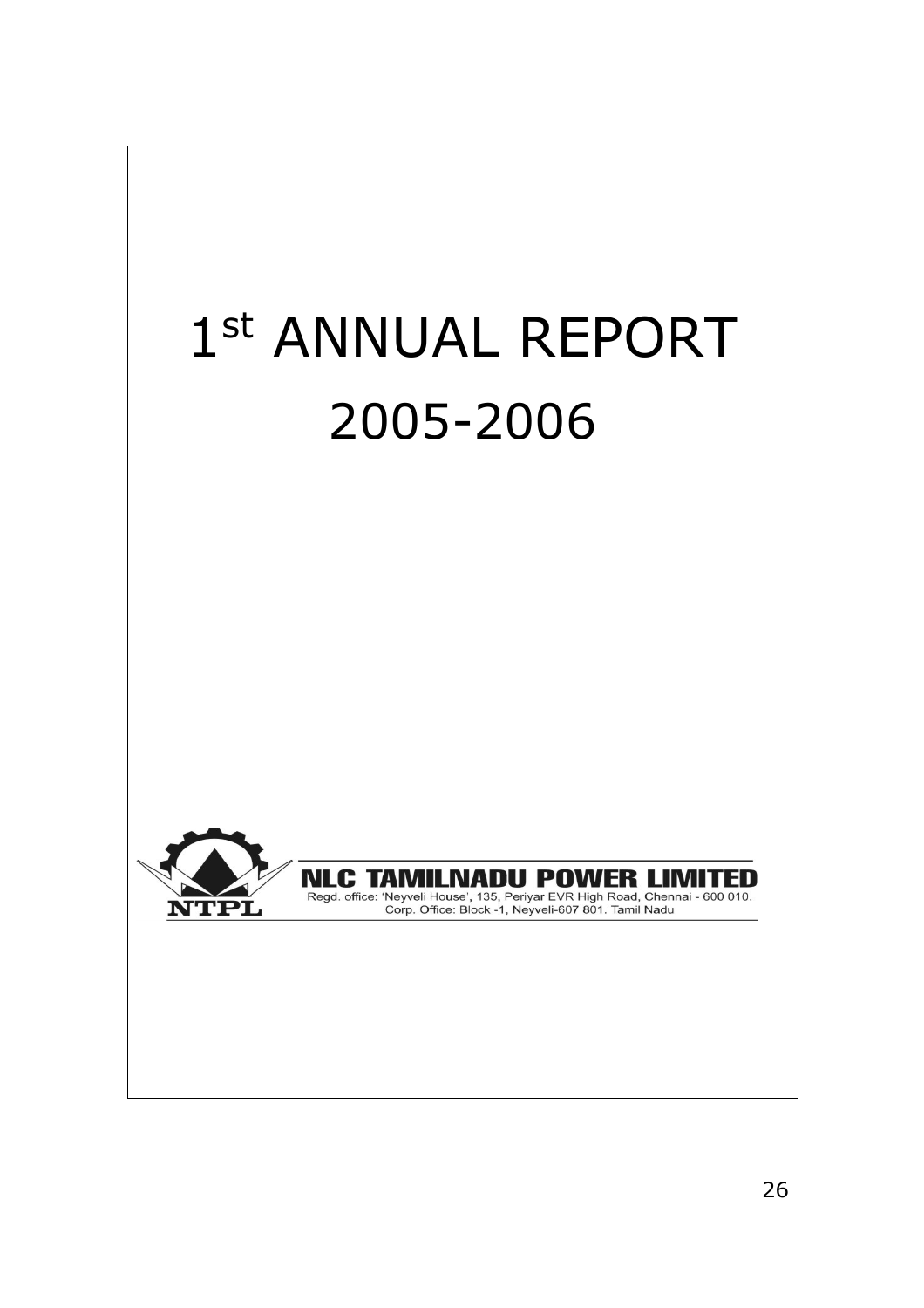# 1st ANNUAL REPORT

# 2005-2006

NTPL

**NLC TAMILNADU POWER LIMITED**

Regd. office: 'Neyveli House', 135, Periyar EVR High Road, Chennai - 600 010.
Corp. Office: Block -1, Neyveli-607 801. Tamil Nadu